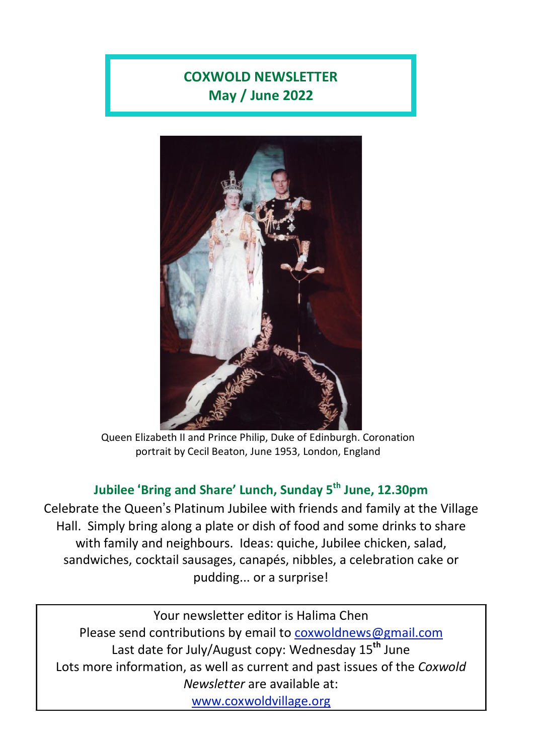# COXWOLD NEWSLETTER
## May / June 2022

Queen Elizabeth II and Prince Philip, Duke of Edinburgh. Coronation portrait by Cecil Beaton, June 1953, London, England

## Jubilee 'Bring and Share' Lunch, Sunday 5th June, 12.30pm

Celebrate the Queen's Platinum Jubilee with friends and family at the Village Hall. Simply bring along a plate or dish of food and some drinks to share with family and neighbours. Ideas: quiche, Jubilee chicken, salad, sandwiches, cocktail sausages, canapés, nibbles, a celebration cake or pudding... or a surprise!

Your newsletter editor is Halima Chen
Please send contributions by email to coxwoldnews@gmail.com
Last date for July/August copy: Wednesday 15th June
Lots more information, as well as current and past issues of the *Coxwold Newsletter* are available at:
www.coxwoldvillage.org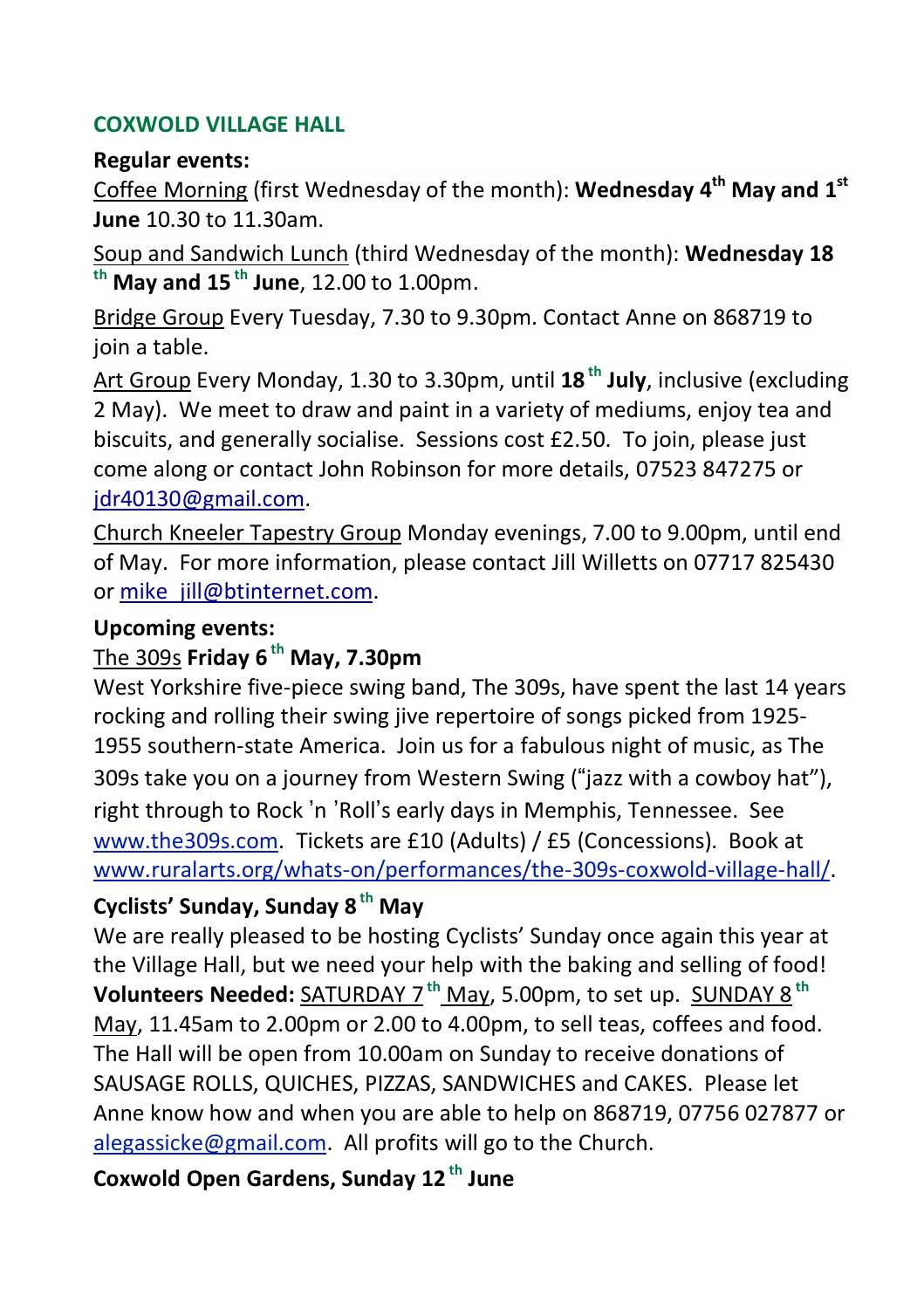## COXWOLD VILLAGE HALL

**Regular events:**

Coffee Morning (first Wednesday of the month): **Wednesday 4th May and 1st June** 10.30 to 11.30am.

Soup and Sandwich Lunch (third Wednesday of the month): **Wednesday 18th May and 15th June**, 12.00 to 1.00pm.

Bridge Group Every Tuesday, 7.30 to 9.30pm. Contact Anne on 868719 to join a table.

Art Group Every Monday, 1.30 to 3.30pm, until **18th July**, inclusive (excluding 2 May). We meet to draw and paint in a variety of mediums, enjoy tea and biscuits, and generally socialise. Sessions cost £2.50. To join, please just come along or contact John Robinson for more details, 07523 847275 or jdr40130@gmail.com.

Church Kneeler Tapestry Group Monday evenings, 7.00 to 9.00pm, until end of May. For more information, please contact Jill Willetts on 07717 825430 or mike_jill@btinternet.com.

**Upcoming events:**

The 309s **Friday 6th May, 7.30pm**

West Yorkshire five-piece swing band, The 309s, have spent the last 14 years rocking and rolling their swing jive repertoire of songs picked from 1925-1955 southern-state America. Join us for a fabulous night of music, as The 309s take you on a journey from Western Swing ("jazz with a cowboy hat"), right through to Rock 'n 'Roll's early days in Memphis, Tennessee. See www.the309s.com. Tickets are £10 (Adults) / £5 (Concessions). Book at www.ruralarts.org/whats-on/performances/the-309s-coxwold-village-hall/.

**Cyclists' Sunday, Sunday 8th May**

We are really pleased to be hosting Cyclists' Sunday once again this year at the Village Hall, but we need your help with the baking and selling of food! **Volunteers Needed:** SATURDAY 7th May, 5.00pm, to set up. SUNDAY 8th May, 11.45am to 2.00pm or 2.00 to 4.00pm, to sell teas, coffees and food. The Hall will be open from 10.00am on Sunday to receive donations of SAUSAGE ROLLS, QUICHES, PIZZAS, SANDWICHES and CAKES. Please let Anne know how and when you are able to help on 868719, 07756 027877 or alegassicke@gmail.com. All profits will go to the Church.

**Coxwold Open Gardens, Sunday 12th June**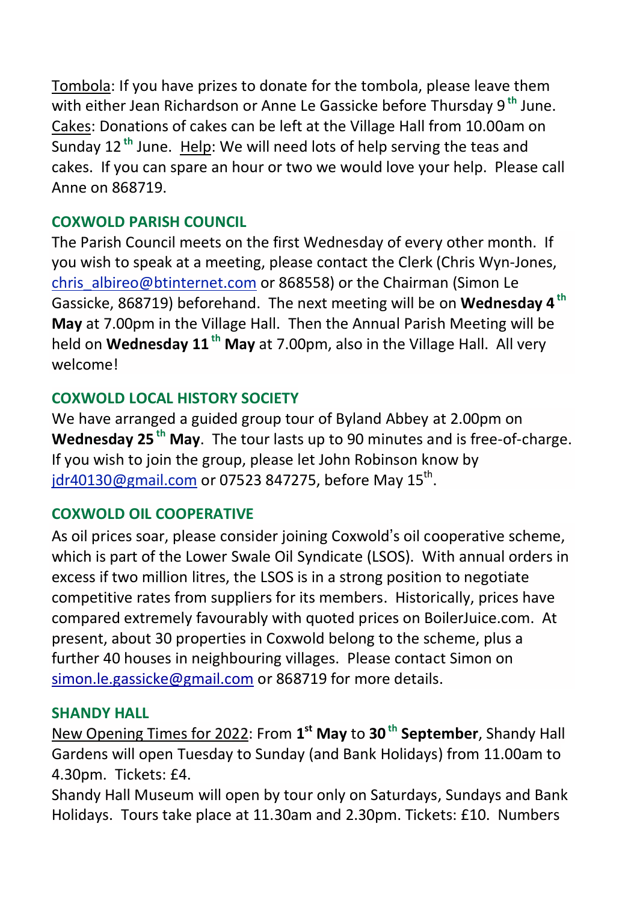Tombola: If you have prizes to donate for the tombola, please leave them with either Jean Richardson or Anne Le Gassicke before Thursday 9th June. Cakes: Donations of cakes can be left at the Village Hall from 10.00am on Sunday 12th June. Help: We will need lots of help serving the teas and cakes. If you can spare an hour or two we would love your help. Please call Anne on 868719.

## COXWOLD PARISH COUNCIL

The Parish Council meets on the first Wednesday of every other month. If you wish to speak at a meeting, please contact the Clerk (Chris Wyn-Jones, chris_albireo@btinternet.com or 868558) or the Chairman (Simon Le Gassicke, 868719) beforehand. The next meeting will be on **Wednesday 4th May** at 7.00pm in the Village Hall. Then the Annual Parish Meeting will be held on **Wednesday 11th May** at 7.00pm, also in the Village Hall. All very welcome!

## COXWOLD LOCAL HISTORY SOCIETY

We have arranged a guided group tour of Byland Abbey at 2.00pm on **Wednesday 25th May**. The tour lasts up to 90 minutes and is free-of-charge. If you wish to join the group, please let John Robinson know by jdr40130@gmail.com or 07523 847275, before May 15th.

## COXWOLD OIL COOPERATIVE

As oil prices soar, please consider joining Coxwold's oil cooperative scheme, which is part of the Lower Swale Oil Syndicate (LSOS). With annual orders in excess if two million litres, the LSOS is in a strong position to negotiate competitive rates from suppliers for its members. Historically, prices have compared extremely favourably with quoted prices on BoilerJuice.com. At present, about 30 properties in Coxwold belong to the scheme, plus a further 40 houses in neighbouring villages. Please contact Simon on simon.le.gassicke@gmail.com or 868719 for more details.

## SHANDY HALL

New Opening Times for 2022: From **1st May** to **30th September**, Shandy Hall Gardens will open Tuesday to Sunday (and Bank Holidays) from 11.00am to 4.30pm. Tickets: £4.

Shandy Hall Museum will open by tour only on Saturdays, Sundays and Bank Holidays. Tours take place at 11.30am and 2.30pm. Tickets: £10. Numbers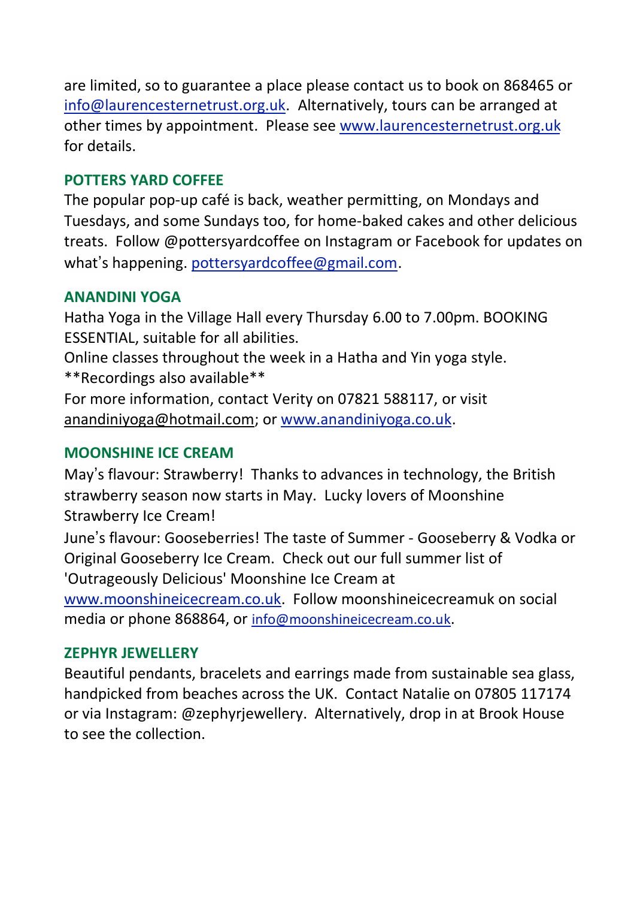are limited, so to guarantee a place please contact us to book on 868465 or info@laurencesternetrust.org.uk. Alternatively, tours can be arranged at other times by appointment. Please see www.laurencesternetrust.org.uk for details.

## POTTERS YARD COFFEE

The popular pop-up café is back, weather permitting, on Mondays and Tuesdays, and some Sundays too, for home-baked cakes and other delicious treats. Follow @pottersyardcoffee on Instagram or Facebook for updates on what's happening. pottersyardcoffee@gmail.com.

## ANANDINI YOGA

Hatha Yoga in the Village Hall every Thursday 6.00 to 7.00pm. BOOKING ESSENTIAL, suitable for all abilities.
Online classes throughout the week in a Hatha and Yin yoga style.
**Recordings also available**
For more information, contact Verity on 07821 588117, or visit anandiniyoga@hotmail.com; or www.anandiniyoga.co.uk.

## MOONSHINE ICE CREAM

May's flavour: Strawberry! Thanks to advances in technology, the British strawberry season now starts in May. Lucky lovers of Moonshine Strawberry Ice Cream!
June's flavour: Gooseberries! The taste of Summer - Gooseberry & Vodka or Original Gooseberry Ice Cream. Check out our full summer list of 'Outrageously Delicious' Moonshine Ice Cream at www.moonshineicecream.co.uk. Follow moonshineicecreamuk on social media or phone 868864, or info@moonshineicecream.co.uk.

## ZEPHYR JEWELLERY

Beautiful pendants, bracelets and earrings made from sustainable sea glass, handpicked from beaches across the UK. Contact Natalie on 07805 117174 or via Instagram: @zephyrjewellery. Alternatively, drop in at Brook House to see the collection.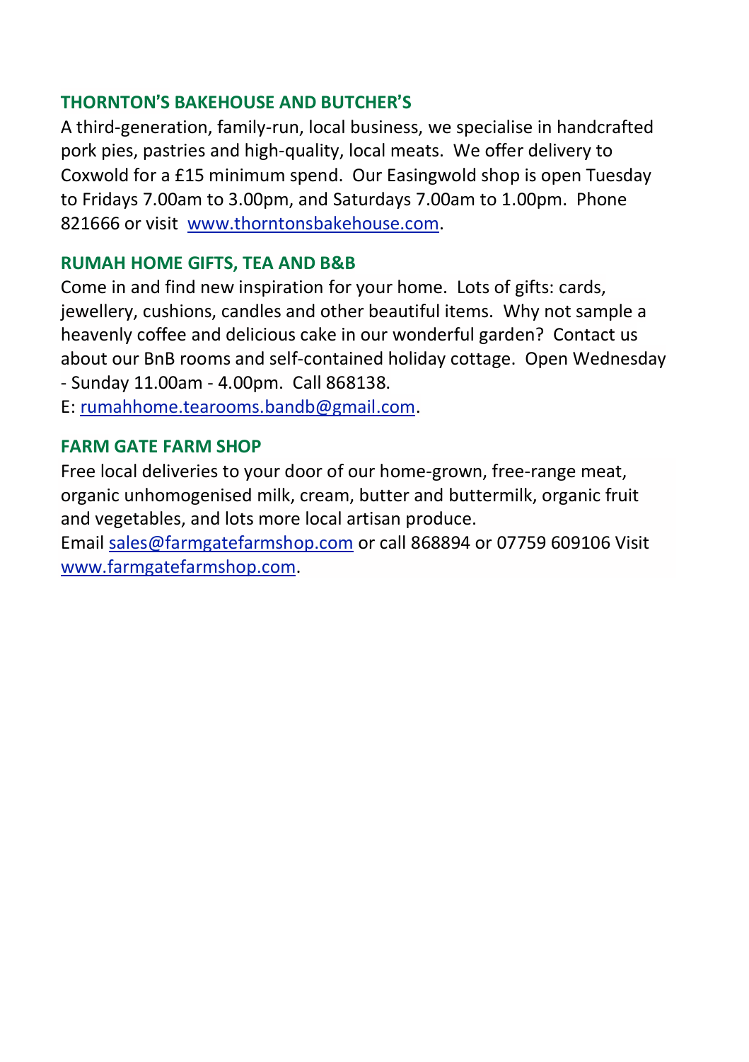### THORNTON'S BAKEHOUSE AND BUTCHER'S

A third-generation, family-run, local business, we specialise in handcrafted pork pies, pastries and high-quality, local meats. We offer delivery to Coxwold for a £15 minimum spend. Our Easingwold shop is open Tuesday to Fridays 7.00am to 3.00pm, and Saturdays 7.00am to 1.00pm. Phone 821666 or visit [www.thorntonsbakehouse.com](http://www.thorntonsbakehouse.com).

### RUMAH HOME GIFTS, TEA AND B&B

Come in and find new inspiration for your home. Lots of gifts: cards, jewellery, cushions, candles and other beautiful items. Why not sample a heavenly coffee and delicious cake in our wonderful garden? Contact us about our BnB rooms and self-contained holiday cottage. Open Wednesday - Sunday 11.00am - 4.00pm. Call 868138.
E: [rumahhome.tearooms.bandb@gmail.com](mailto:rumahhome.tearooms.bandb@gmail.com).

### FARM GATE FARM SHOP

Free local deliveries to your door of our home-grown, free-range meat, organic unhomogenised milk, cream, butter and buttermilk, organic fruit and vegetables, and lots more local artisan produce.
Email [sales@farmgatefarmshop.com](mailto:sales@farmgatefarmshop.com) or call 868894 or 07759 609106 Visit [www.farmgatefarmshop.com](http://www.farmgatefarmshop.com).